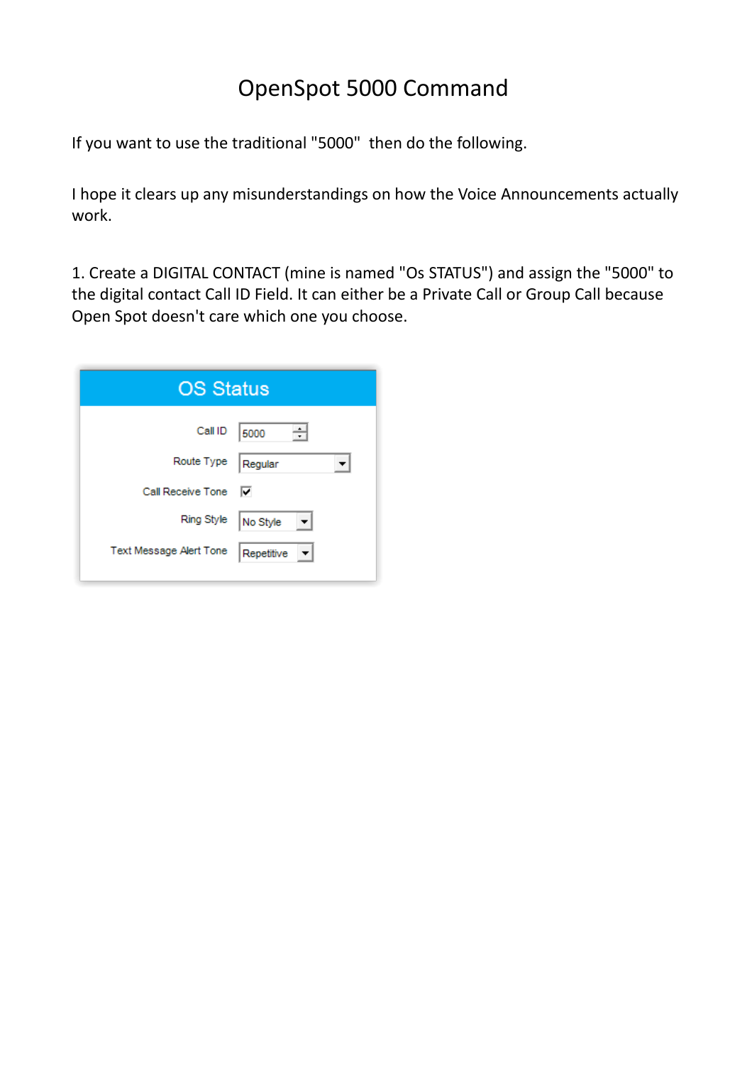# OpenSpot 5000 Command

If you want to use the traditional "5000" then do the following.

I hope it clears up any misunderstandings on how the Voice Announcements actually work.

1. Create a DIGITAL CONTACT (mine is named "Os STATUS") and assign the "5000" to the digital contact Call ID Field. It can either be a Private Call or Group Call because Open Spot doesn't care which one you choose.

**OS Status**

| Field | Value |
| --- | --- |
| Call ID | 5000 |
| Route Type | Regular |
| Call Receive Tone | ☑ |
| Ring Style | No Style |
| Text Message Alert Tone | Repetitive |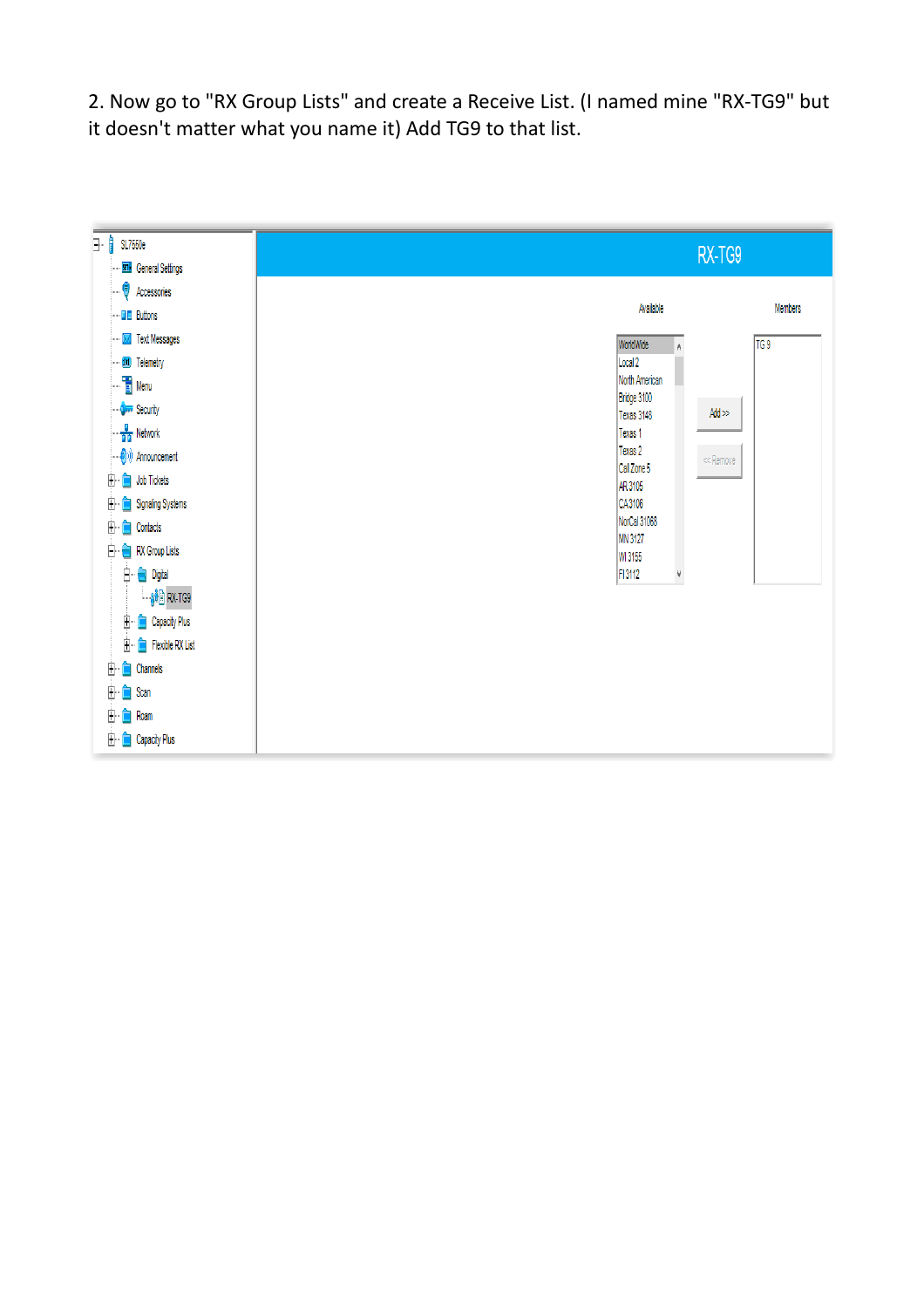2. Now go to "RX Group Lists" and create a Receive List. (I named mine "RX-TG9" but it doesn't matter what you name it) Add TG9 to that list.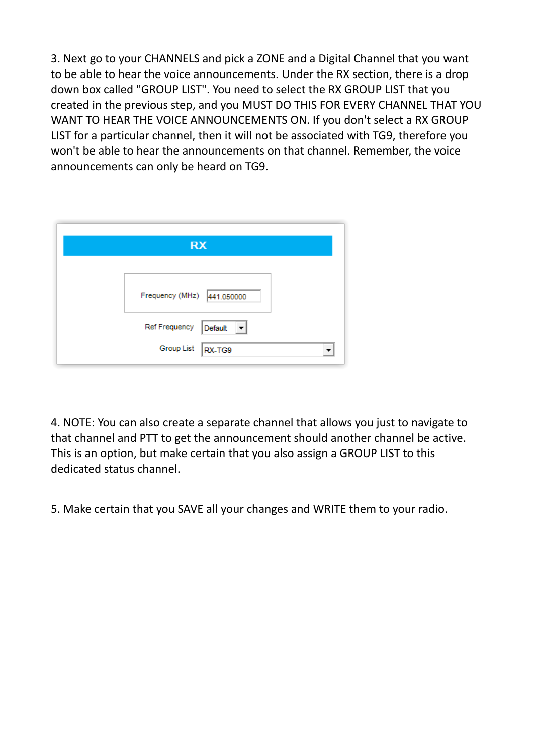3. Next go to your CHANNELS and pick a ZONE and a Digital Channel that you want to be able to hear the voice announcements. Under the RX section, there is a drop down box called "GROUP LIST". You need to select the RX GROUP LIST that you created in the previous step, and you MUST DO THIS FOR EVERY CHANNEL THAT YOU WANT TO HEAR THE VOICE ANNOUNCEMENTS ON. If you don't select a RX GROUP LIST for a particular channel, then it will not be associated with TG9, therefore you won't be able to hear the announcements on that channel. Remember, the voice announcements can only be heard on TG9.

4. NOTE: You can also create a separate channel that allows you just to navigate to that channel and PTT to get the announcement should another channel be active. This is an option, but make certain that you also assign a GROUP LIST to this dedicated status channel.

5. Make certain that you SAVE all your changes and WRITE them to your radio.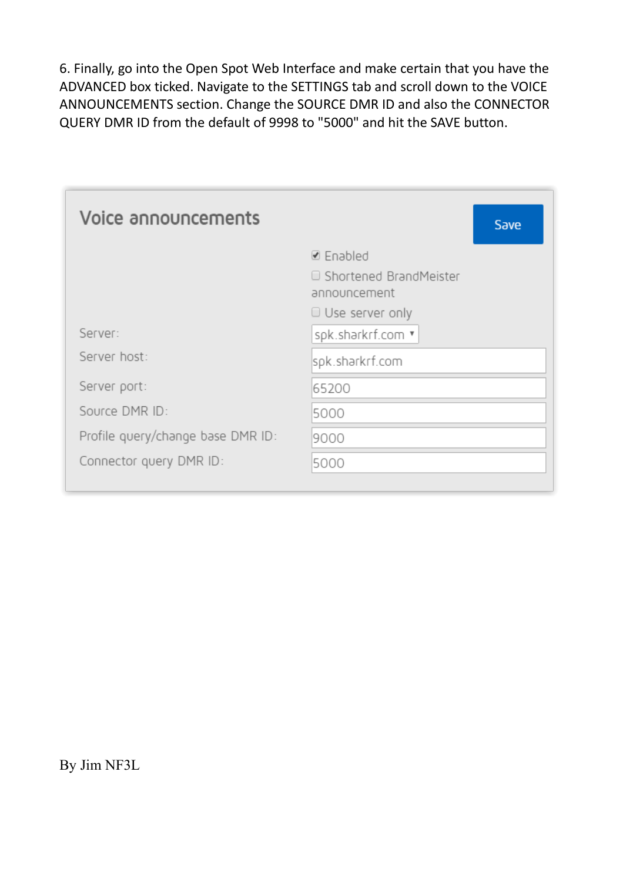6. Finally, go into the Open Spot Web Interface and make certain that you have the ADVANCED box ticked. Navigate to the SETTINGS tab and scroll down to the VOICE ANNOUNCEMENTS section. Change the SOURCE DMR ID and also the CONNECTOR QUERY DMR ID from the default of 9998 to "5000" and hit the SAVE button.

## Voice announcements

Save

- [x] Enabled
- [ ] Shortened BrandMeister announcement
- [ ] Use server only

| | |
|---|---|
| Server: | spk.sharkrf.com |
| Server host: | spk.sharkrf.com |
| Server port: | 65200 |
| Source DMR ID: | 5000 |
| Profile query/change base DMR ID: | 9000 |
| Connector query DMR ID: | 5000 |

By Jim NF3L